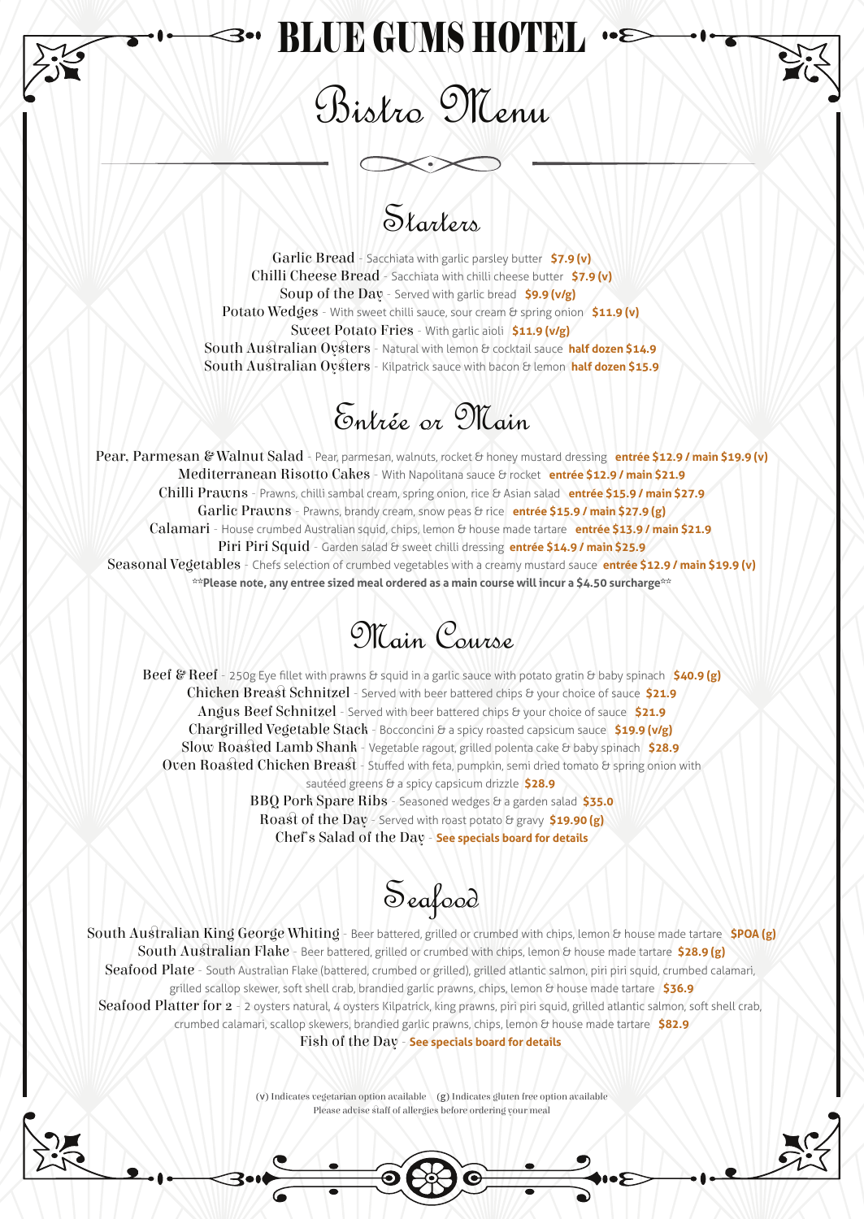# BLUE GUMS HOTEL

## Bistro Menu

### Starters

**Garlic Bread** - Sacchiata with garlic parsley butter **$7.9 (v)**

**Chilli Cheese Bread** - Sacchiata with chilli cheese butter **$7.9 (v)**

**Soup of the Day** - Served with garlic bread **$9.9 (v/g)**

**Potato Wedges** - With sweet chilli sauce, sour cream & spring onion **$11.9 (v)**

**Sweet Potato Fries** - With garlic aioli **$11.9 (v/g)**

**South Australian Oysters** - Natural with lemon & cocktail sauce **half dozen $14.9**

**South Australian Oysters** - Kilpatrick sauce with bacon & lemon **half dozen $15.9**

### Entrée or Main

**Pear, Parmesan & Walnut Salad** - Pear, parmesan, walnuts, rocket & honey mustard dressing **entrée $12.9 / main $19.9 (v)**

**Mediterranean Risotto Cakes** - With Napolitana sauce & rocket **entrée $12.9 / main $21.9**

**Chilli Prawns** - Prawns, chilli sambal cream, spring onion, rice & Asian salad **entrée $15.9 / main $27.9**

**Garlic Prawns** - Prawns, brandy cream, snow peas & rice **entrée $15.9 / main $27.9 (g)**

**Calamari** - House crumbed Australian squid, chips, lemon & house made tartare **entrée $13.9 / main $21.9**

**Piri Piri Squid** - Garden salad & sweet chilli dressing **entrée $14.9 / main $25.9**

**Seasonal Vegetables** - Chefs selection of crumbed vegetables with a creamy mustard sauce **entrée $12.9 / main $19.9 (v)**

**\*\*Please note, any entree sized meal ordered as a main course will incur a $4.50 surcharge\*\***

### Main Course

**Beef & Reef** - 250g Eye fillet with prawns & squid in a garlic sauce with potato gratin & baby spinach **$40.9 (g)**

**Chicken Breast Schnitzel** - Served with beer battered chips & your choice of sauce **$21.9**

**Angus Beef Schnitzel** - Served with beer battered chips & your choice of sauce **$21.9**

**Chargrilled Vegetable Stack** - Bocconcini & a spicy roasted capsicum sauce **$19.9 (v/g)**

**Slow Roasted Lamb Shank** - Vegetable ragout, grilled polenta cake & baby spinach **$28.9**

**Oven Roasted Chicken Breast** - Stuffed with feta, pumpkin, semi dried tomato & spring onion with sautéed greens & a spicy capsicum drizzle **$28.9**

**BBQ Pork Spare Ribs** - Seasoned wedges & a garden salad **$35.0**

**Roast of the Day** - Served with roast potato & gravy **$19.90 (g)**

**Chef's Salad of the Day** - **See specials board for details**

### Seafood

**South Australian King George Whiting** - Beer battered, grilled or crumbed with chips, lemon & house made tartare **$POA (g)**

**South Australian Flake** - Beer battered, grilled or crumbed with chips, lemon & house made tartare **$28.9 (g)**

**Seafood Plate** - South Australian Flake (battered, crumbed or grilled), grilled atlantic salmon, piri piri squid, crumbed calamari, grilled scallop skewer, soft shell crab, brandied garlic prawns, chips, lemon & house made tartare **$36.9**

**Seafood Platter for 2** - 2 oysters natural, 4 oysters Kilpatrick, king prawns, piri piri squid, grilled atlantic salmon, soft shell crab, crumbed calamari, scallop skewers, brandied garlic prawns, chips, lemon & house made tartare **$82.9**

**Fish of the Day** - **See specials board for details**

(v) Indicates vegetarian option available (g) Indicates gluten free option available

Please advise staff of allergies before ordering your meal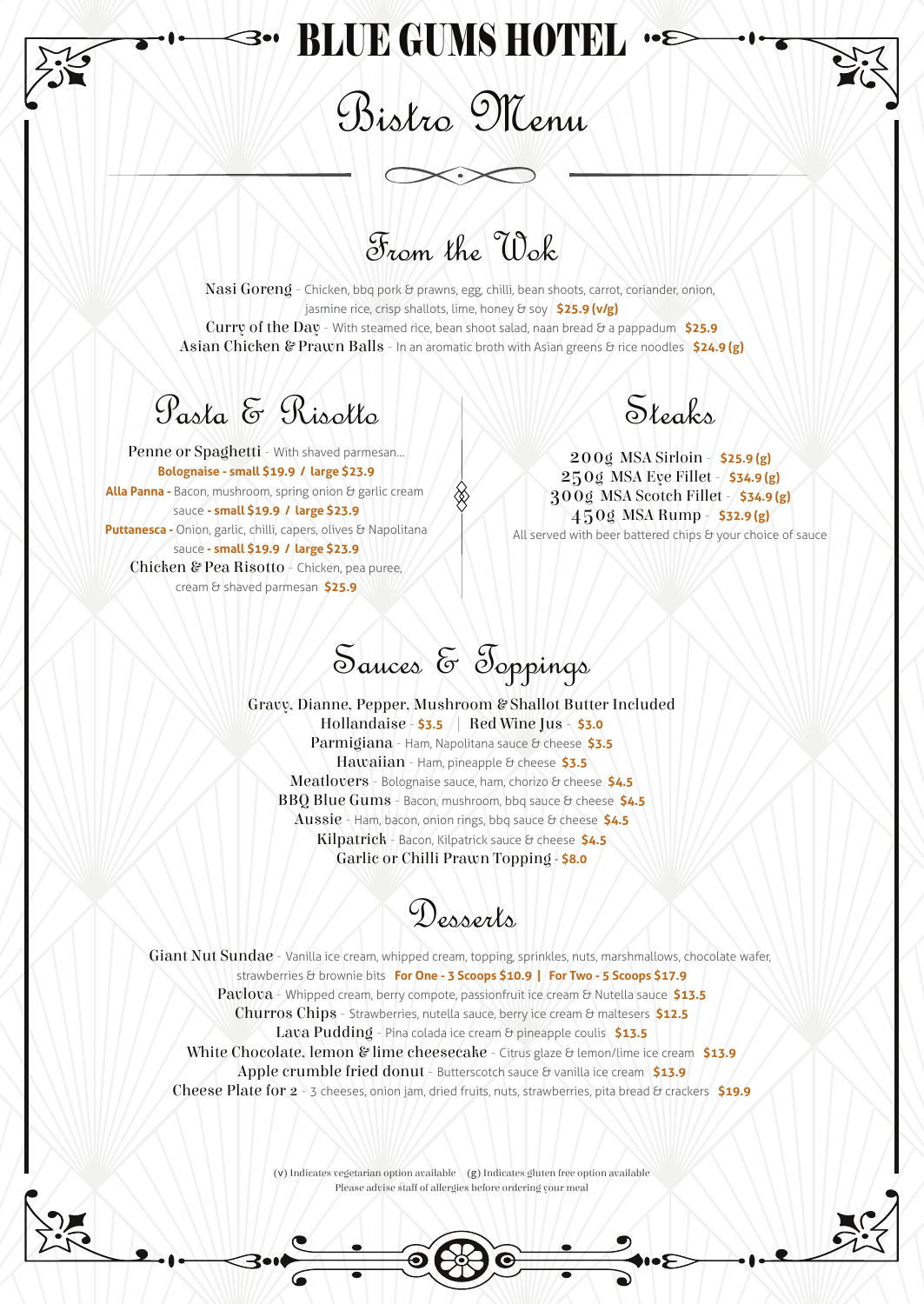# BLUE GUMS HOTEL

## Bistro Menu

### From the Wok

**Nasi Goreng** - Chicken, bbq pork & prawns, egg, chilli, bean shoots, carrot, coriander, onion, jasmine rice, crisp shallots, lime, honey & soy **$25.9 (v/g)**

**Curry of the Day** - With steamed rice, bean shoot salad, naan bread & a pappadum **$25.9**

**Asian Chicken & Prawn Balls** - In an aromatic broth with Asian greens & rice noodles **$24.9 (g)**

### Pasta & Risotto

**Penne or Spaghetti** - With shaved parmesan...

**Bolognaise - small $19.9 / large $23.9**

**Alla Panna -** Bacon, mushroom, spring onion & garlic cream sauce **- small $19.9 / large $23.9**

**Puttanesca -** Onion, garlic, chilli, capers, olives & Napolitana sauce **- small $19.9 / large $23.9**

**Chicken & Pea Risotto** - Chicken, pea puree, cream & shaved parmesan **$25.9**

### Steaks

**200g MSA Sirloin** - **$25.9 (g)**

**250g MSA Eye Fillet** - **$34.9 (g)**

**300g MSA Scotch Fillet** - **$34.9 (g)**

**450g MSA Rump** - **$32.9 (g)**

All served with beer battered chips & your choice of sauce

### Sauces & Toppings

**Gravy, Dianne, Pepper, Mushroom & Shallot Butter Included**

**Hollandaise** - **$3.5** | **Red Wine Jus** - **$3.0**

**Parmigiana** - Ham, Napolitana sauce & cheese **$3.5**

**Hawaiian** - Ham, pineapple & cheese **$3.5**

**Meatlovers** - Bolognaise sauce, ham, chorizo & cheese **$4.5**

**BBQ Blue Gums** - Bacon, mushroom, bbq sauce & cheese **$4.5**

**Aussie** - Ham, bacon, onion rings, bbq sauce & cheese **$4.5**

**Kilpatrick** - Bacon, Kilpatrick sauce & cheese **$4.5**

**Garlic or Chilli Prawn Topping** - **$8.0**

### Desserts

**Giant Nut Sundae** - Vanilla ice cream, whipped cream, topping, sprinkles, nuts, marshmallows, chocolate wafer, strawberries & brownie bits **For One - 3 Scoops $10.9 | For Two - 5 Scoops $17.9**

**Pavlova** - Whipped cream, berry compote, passionfruit ice cream & Nutella sauce **$13.5**

**Churros Chips** - Strawberries, nutella sauce, berry ice cream & maltesers **$12.5**

**Lava Pudding** - Pina colada ice cream & pineapple coulis **$13.5**

**White Chocolate, lemon & lime cheesecake** - Citrus glaze & lemon/lime ice cream **$13.9**

**Apple crumble fried donut** - Butterscotch sauce & vanilla ice cream **$13.9**

**Cheese Plate for 2** - 3 cheeses, onion jam, dried fruits, nuts, strawberries, pita bread & crackers **$19.9**

(v) Indicates vegetarian option available (g) Indicates gluten free option available
Please advise staff of allergies before ordering your meal